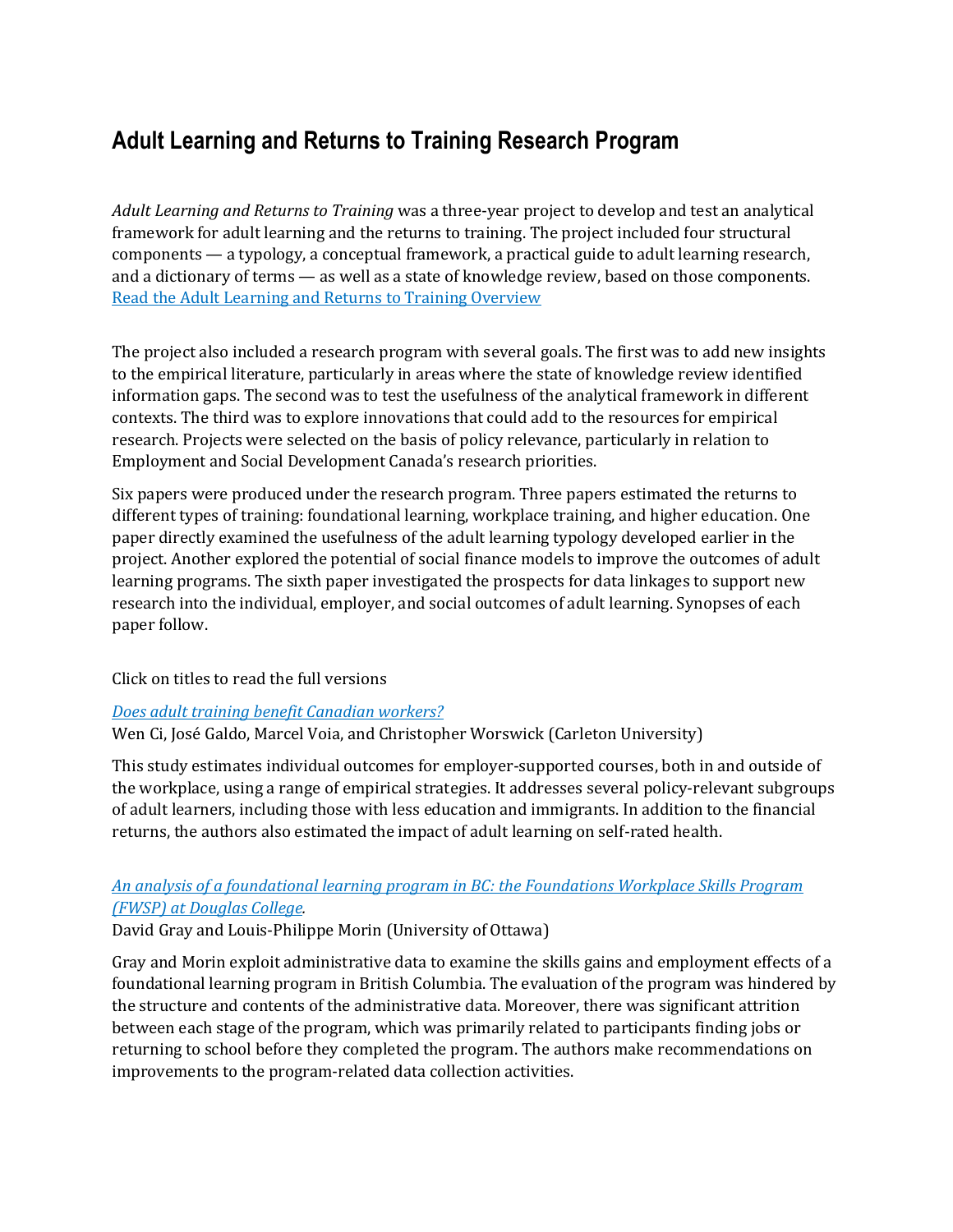# Adult Learning and Returns to Training Research Program

*Adult Learning and Returns to Training* was a three-year project to develop and test an analytical framework for adult learning and the returns to training. The project included four structural components — a typology, a conceptual framework, a practical guide to adult learning research, and a dictionary of terms — as well as a state of knowledge review, based on those components. [Read the Adult Learning and Returns to Training Overview]

The project also included a research program with several goals. The first was to add new insights to the empirical literature, particularly in areas where the state of knowledge review identified information gaps. The second was to test the usefulness of the analytical framework in different contexts. The third was to explore innovations that could add to the resources for empirical research. Projects were selected on the basis of policy relevance, particularly in relation to Employment and Social Development Canada's research priorities.

Six papers were produced under the research program. Three papers estimated the returns to different types of training: foundational learning, workplace training, and higher education. One paper directly examined the usefulness of the adult learning typology developed earlier in the project. Another explored the potential of social finance models to improve the outcomes of adult learning programs. The sixth paper investigated the prospects for data linkages to support new research into the individual, employer, and social outcomes of adult learning. Synopses of each paper follow.

Click on titles to read the full versions

*Does adult training benefit Canadian workers?*
Wen Ci, José Galdo, Marcel Voia, and Christopher Worswick (Carleton University)

This study estimates individual outcomes for employer-supported courses, both in and outside of the workplace, using a range of empirical strategies. It addresses several policy-relevant subgroups of adult learners, including those with less education and immigrants. In addition to the financial returns, the authors also estimated the impact of adult learning on self-rated health.

*An analysis of a foundational learning program in BC: the Foundations Workplace Skills Program (FWSP) at Douglas College.*
David Gray and Louis-Philippe Morin (University of Ottawa)

Gray and Morin exploit administrative data to examine the skills gains and employment effects of a foundational learning program in British Columbia. The evaluation of the program was hindered by the structure and contents of the administrative data. Moreover, there was significant attrition between each stage of the program, which was primarily related to participants finding jobs or returning to school before they completed the program. The authors make recommendations on improvements to the program-related data collection activities.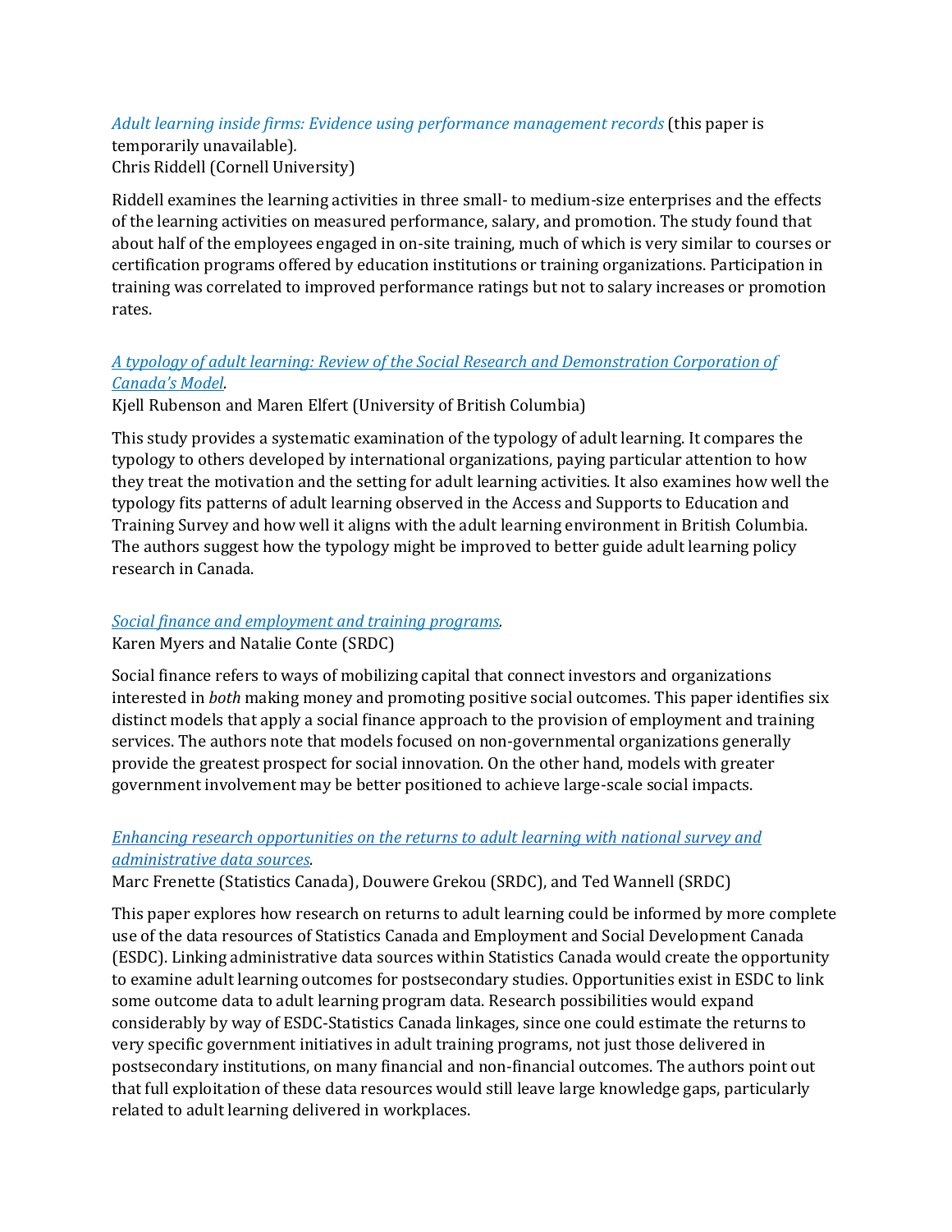*Adult learning inside firms: Evidence using performance management records* (this paper is temporarily unavailable).
Chris Riddell (Cornell University)

Riddell examines the learning activities in three small- to medium-size enterprises and the effects of the learning activities on measured performance, salary, and promotion. The study found that about half of the employees engaged in on-site training, much of which is very similar to courses or certification programs offered by education institutions or training organizations. Participation in training was correlated to improved performance ratings but not to salary increases or promotion rates.

*A typology of adult learning: Review of the Social Research and Demonstration Corporation of Canada's Model*.
Kjell Rubenson and Maren Elfert (University of British Columbia)

This study provides a systematic examination of the typology of adult learning. It compares the typology to others developed by international organizations, paying particular attention to how they treat the motivation and the setting for adult learning activities. It also examines how well the typology fits patterns of adult learning observed in the Access and Supports to Education and Training Survey and how well it aligns with the adult learning environment in British Columbia. The authors suggest how the typology might be improved to better guide adult learning policy research in Canada.

*Social finance and employment and training programs*.
Karen Myers and Natalie Conte (SRDC)

Social finance refers to ways of mobilizing capital that connect investors and organizations interested in *both* making money and promoting positive social outcomes. This paper identifies six distinct models that apply a social finance approach to the provision of employment and training services. The authors note that models focused on non-governmental organizations generally provide the greatest prospect for social innovation. On the other hand, models with greater government involvement may be better positioned to achieve large-scale social impacts.

*Enhancing research opportunities on the returns to adult learning with national survey and administrative data sources*.
Marc Frenette (Statistics Canada), Douwere Grekou (SRDC), and Ted Wannell (SRDC)

This paper explores how research on returns to adult learning could be informed by more complete use of the data resources of Statistics Canada and Employment and Social Development Canada (ESDC). Linking administrative data sources within Statistics Canada would create the opportunity to examine adult learning outcomes for postsecondary studies. Opportunities exist in ESDC to link some outcome data to adult learning program data. Research possibilities would expand considerably by way of ESDC-Statistics Canada linkages, since one could estimate the returns to very specific government initiatives in adult training programs, not just those delivered in postsecondary institutions, on many financial and non-financial outcomes. The authors point out that full exploitation of these data resources would still leave large knowledge gaps, particularly related to adult learning delivered in workplaces.